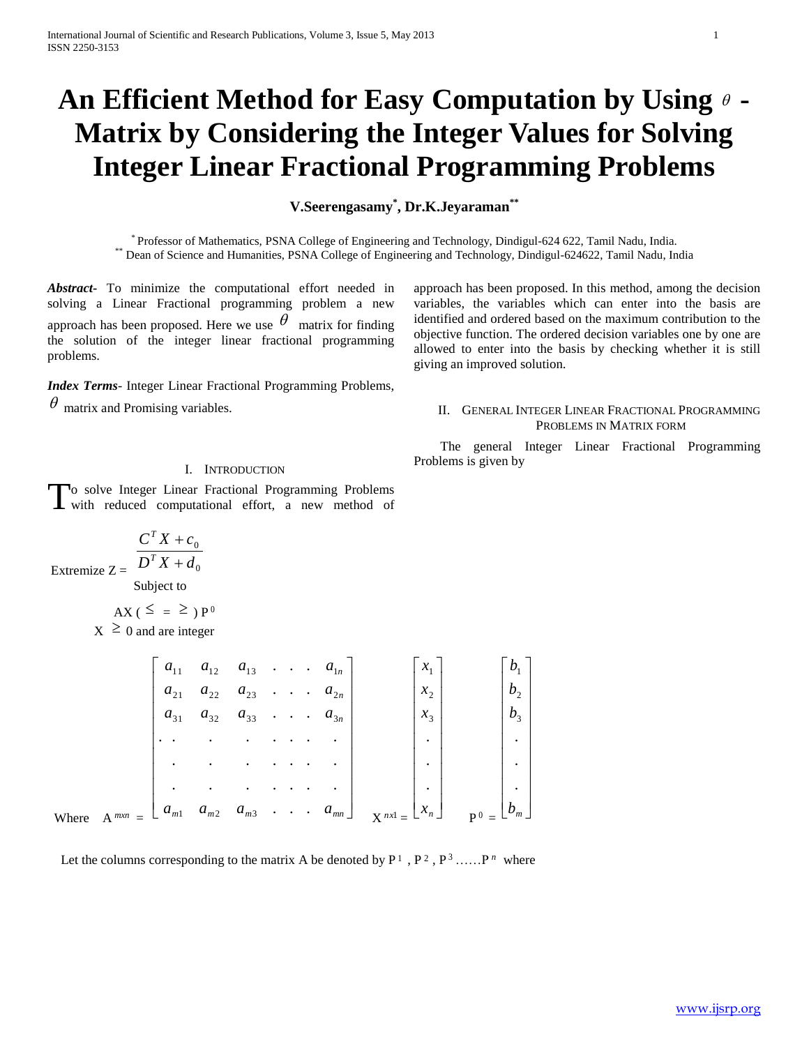# An Efficient Method for Easy Computation by Using $\theta$ - Matrix by Considering the Integer Values for Solving Integer Linear Fractional Programming Problems

**V.Seerengasamy[*], Dr.K.Jeyaraman[**]**

[*] Professor of Mathematics, PSNA College of Engineering and Technology, Dindigul-624 622, Tamil Nadu, India.
[**] Dean of Science and Humanities, PSNA College of Engineering and Technology, Dindigul-624622, Tamil Nadu, India

***Abstract***- To minimize the computational effort needed in solving a Linear Fractional programming problem a new approach has been proposed. Here we use $\theta$ matrix for finding the solution of the integer linear fractional programming problems.

***Index Terms***- Integer Linear Fractional Programming Problems, $\theta$ matrix and Promising variables.

## I. Introduction

To solve Integer Linear Fractional Programming Problems with reduced computational effort, a new method of approach has been proposed. In this method, among the decision variables, the variables which can enter into the basis are identified and ordered based on the maximum contribution to the objective function. The ordered decision variables one by one are allowed to enter into the basis by checking whether it is still giving an improved solution.

## II. General Integer Linear Fractional Programming Problems in Matrix Form

The general Integer Linear Fractional Programming Problems is given by

$$\text{Extremize } Z = \frac{C^T X + c_0}{D^T X + d_0}$$

Subject to

$$AX \ (\leq \ = \ \geq) \ P^0$$

$$X \geq 0 \text{ and are integer}$$

Where

$$A^{mxn} = \begin{bmatrix} a_{11} & a_{12} & a_{13} & . & . & . & a_{1n} \\ a_{21} & a_{22} & a_{23} & . & . & . & a_{2n} \\ a_{31} & a_{32} & a_{33} & . & . & . & a_{3n} \\ . & . & . & . & . & . & . \\ . & . & . & . & . & . & . \\ . & . & . & . & . & . & . \\ a_{m1} & a_{m2} & a_{m3} & . & . & . & a_{mn} \end{bmatrix} \quad X^{nx1} = \begin{bmatrix} x_1 \\ x_2 \\ x_3 \\ . \\ . \\ . \\ x_n \end{bmatrix} \quad P^0 = \begin{bmatrix} b_1 \\ b_2 \\ b_3 \\ . \\ . \\ . \\ b_m \end{bmatrix}$$

Let the columns corresponding to the matrix A be denoted by $P^1, P^2, P^3 \ldots\ldots P^n$ where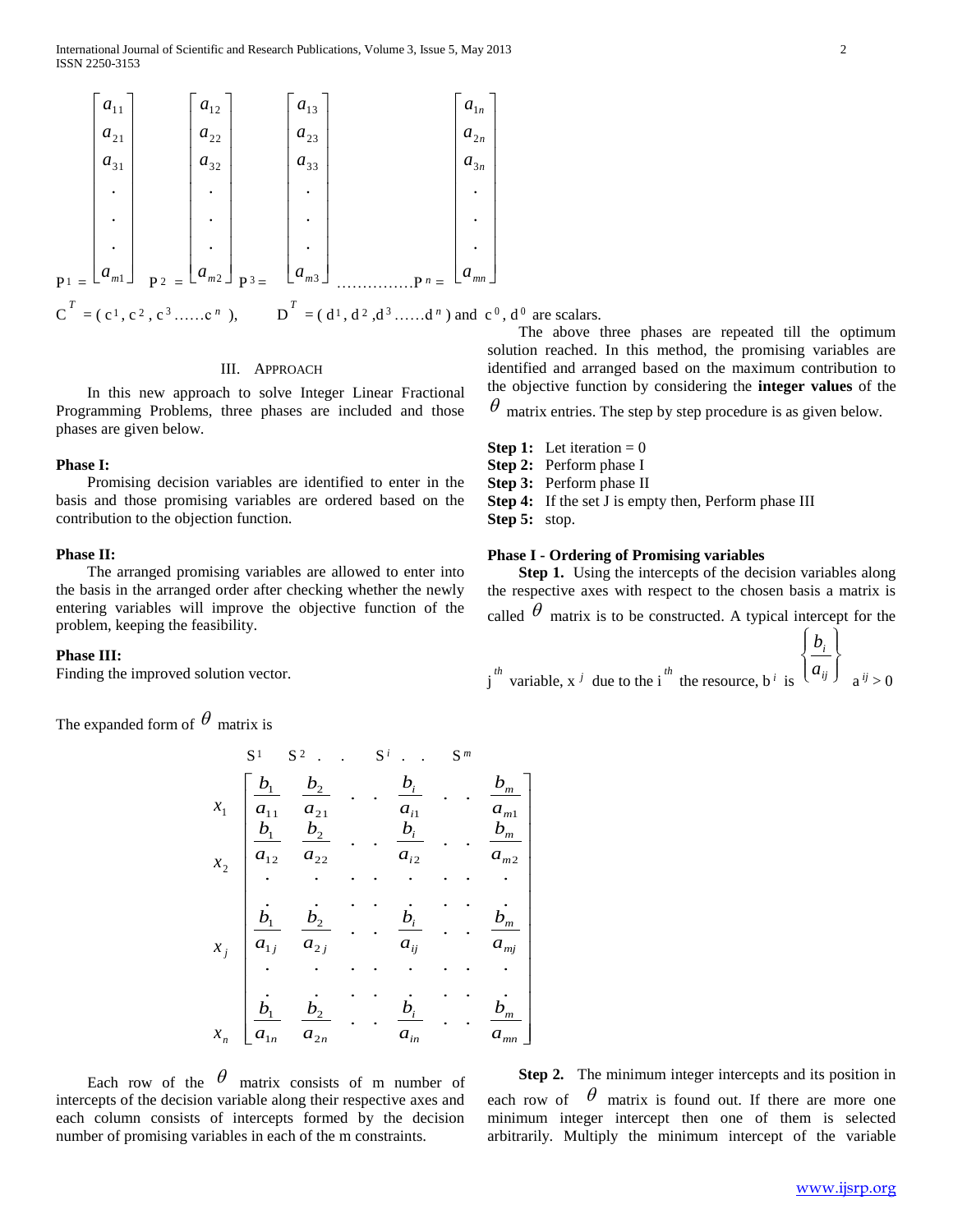$$P^1 = \begin{bmatrix} a_{11} \\ a_{21} \\ a_{31} \\ . \\ . \\ . \\ a_{m1} \end{bmatrix} \quad P^2 = \begin{bmatrix} a_{12} \\ a_{22} \\ a_{32} \\ . \\ . \\ . \\ a_{m2} \end{bmatrix} \quad P^3 = \begin{bmatrix} a_{13} \\ a_{23} \\ a_{33} \\ . \\ . \\ . \\ a_{m3} \end{bmatrix} \quad \ldots\ldots\ldots\ldots P^n = \begin{bmatrix} a_{1n} \\ a_{2n} \\ a_{3n} \\ . \\ . \\ . \\ a_{mn} \end{bmatrix}$$

$C^T = (c^1, c^2, c^3 \ldots\ldots c^n)$, $\quad D^T = (d^1, d^2, d^3 \ldots\ldots d^n)$ and $c^0$, $d^0$ are scalars.

## III. Approach

In this new approach to solve Integer Linear Fractional Programming Problems, three phases are included and those phases are given below.

**Phase I:**

Promising decision variables are identified to enter in the basis and those promising variables are ordered based on the contribution to the objection function.

**Phase II:**

The arranged promising variables are allowed to enter into the basis in the arranged order after checking whether the newly entering variables will improve the objective function of the problem, keeping the feasibility.

**Phase III:**

Finding the improved solution vector.

The above three phases are repeated till the optimum solution reached. In this method, the promising variables are identified and arranged based on the maximum contribution to the objective function by considering the **integer values** of the $\theta$ matrix entries. The step by step procedure is as given below.

**Step 1:** Let iteration = 0
**Step 2:** Perform phase I
**Step 3:** Perform phase II
**Step 4:** If the set J is empty then, Perform phase III
**Step 5:** stop.

**Phase I - Ordering of Promising variables**

**Step 1.** Using the intercepts of the decision variables along the respective axes with respect to the chosen basis a matrix is called $\theta$ matrix is to be constructed. A typical intercept for the $j^{th}$ variable, $x^j$ due to the $i^{th}$ the resource, $b^i$ is $\left\{ \frac{b_i}{a_{ij}} \right\}$ $a^{ij} > 0$

The expanded form of $\theta$ matrix is

$$\begin{array}{c} \\ x_1 \\ x_2 \\ \\ x_j \\ \\ x_n \end{array} \begin{array}{c} \begin{array}{ccccccc} S^1 & S^2 & . & . & S^i & . & . & S^m \end{array} \\ \begin{bmatrix} \frac{b_1}{a_{11}} & \frac{b_2}{a_{21}} & . & . & \frac{b_i}{a_{i1}} & . & . & \frac{b_m}{a_{m1}} \\ \frac{b_1}{a_{12}} & \frac{b_2}{a_{22}} & . & . & \frac{b_i}{a_{i2}} & . & . & \frac{b_m}{a_{m2}} \\ . & . & . & . & . & . & . & . \\ \frac{b_1}{a_{1j}} & \frac{b_2}{a_{2j}} & . & . & \frac{b_i}{a_{ij}} & . & . & \frac{b_m}{a_{mj}} \\ . & . & . & . & . & . & . & . \\ \frac{b_1}{a_{1n}} & \frac{b_2}{a_{2n}} & . & . & \frac{b_i}{a_{in}} & . & . & \frac{b_m}{a_{mn}} \end{bmatrix} \end{array}$$

Each row of the $\theta$ matrix consists of m number of intercepts of the decision variable along their respective axes and each column consists of intercepts formed by the decision number of promising variables in each of the m constraints.

**Step 2.** The minimum integer intercepts and its position in each row of $\theta$ matrix is found out. If there are more one minimum integer intercept then one of them is selected arbitrarily. Multiply the minimum intercept of the variable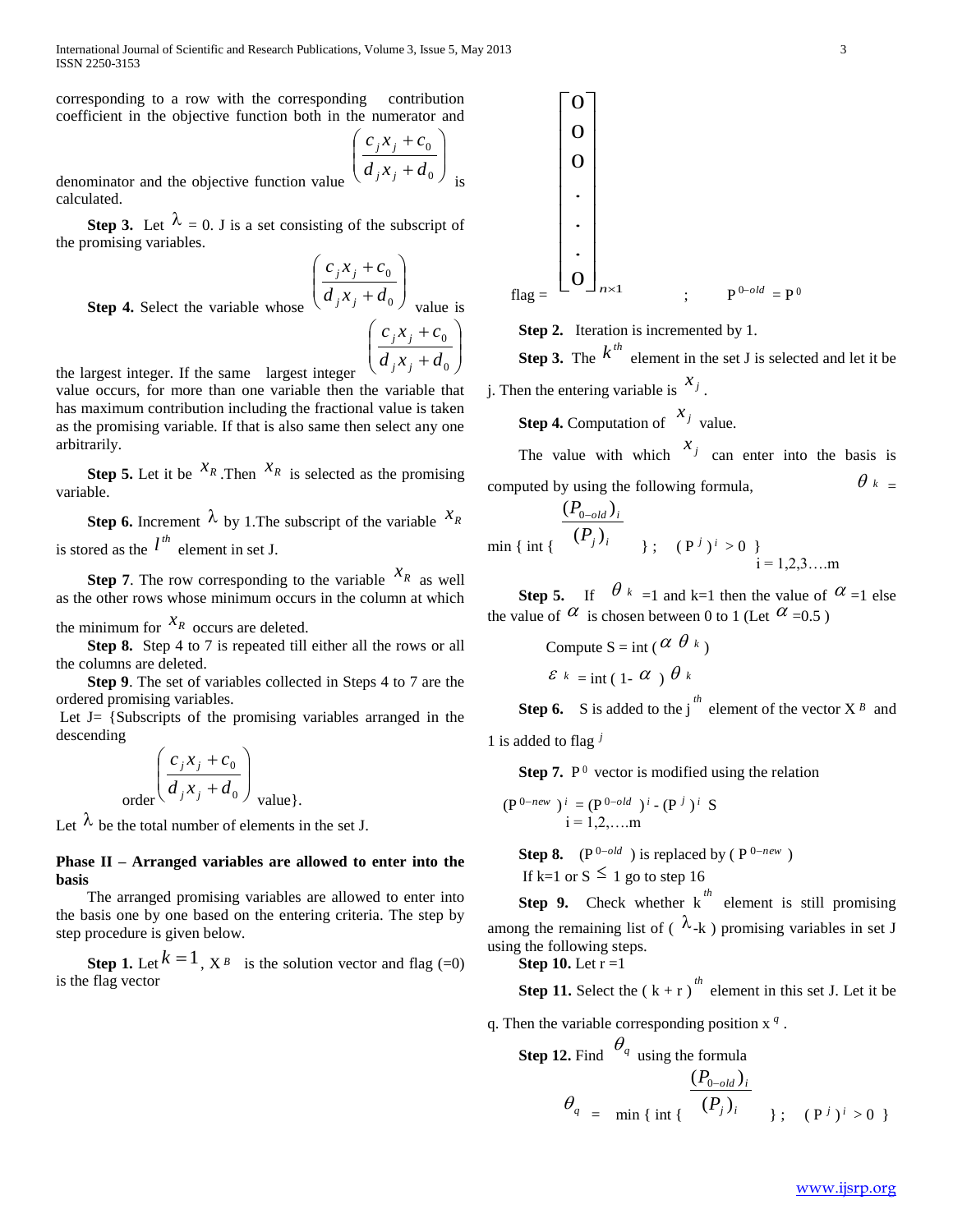corresponding to a row with the corresponding contribution coefficient in the objective function both in the numerator and denominator and the objective function value $\left(\frac{c_j x_j + c_0}{d_j x_j + d_0}\right)$ is calculated.

**Step 3.** Let $\lambda = 0$. J is a set consisting of the subscript of the promising variables.

**Step 4.** Select the variable whose $\left(\frac{c_j x_j + c_0}{d_j x_j + d_0}\right)$ value is the largest integer. If the same largest integer $\left(\frac{c_j x_j + c_0}{d_j x_j + d_0}\right)$ value occurs, for more than one variable then the variable that has maximum contribution including the fractional value is taken as the promising variable. If that is also same then select any one arbitrarily.

**Step 5.** Let it be $x_R$. Then $x_R$ is selected as the promising variable.

**Step 6.** Increment $\lambda$ by 1. The subscript of the variable $x_R$ is stored as the $l^{th}$ element in set J.

**Step 7**. The row corresponding to the variable $x_R$ as well as the other rows whose minimum occurs in the column at which the minimum for $x_R$ occurs are deleted.

**Step 8.** Step 4 to 7 is repeated till either all the rows or all the columns are deleted.

**Step 9**. The set of variables collected in Steps 4 to 7 are the ordered promising variables.

Let J= {Subscripts of the promising variables arranged in the descending order $\left(\frac{c_j x_j + c_0}{d_j x_j + d_0}\right)$ value}.

Let $\lambda$ be the total number of elements in the set J.

### Phase II – Arranged variables are allowed to enter into the basis

The arranged promising variables are allowed to enter into the basis one by one based on the entering criteria. The step by step procedure is given below.

**Step 1.** Let $k = 1$, $X^B$ is the solution vector and flag (=0) is the flag vector

$$\text{flag} = \begin{bmatrix} 0 \\ 0 \\ 0 \\ \cdot \\ \cdot \\ \cdot \\ 0 \end{bmatrix}_{n\times 1} \quad ; \quad P^{0-old} = P^0$$

**Step 2.** Iteration is incremented by 1.

**Step 3.** The $k^{th}$ element in the set J is selected and let it be j. Then the entering variable is $x_j$.

**Step 4.** Computation of $x_j$ value.

The value with which $x_j$ can enter into the basis is computed by using the following formula, $\theta_k$ =

$$\min \left\{ \text{int} \left\{ \frac{(P_{0-old})_i}{(P_j)_i} \right\} ; \quad (P^j)^i > 0 \right\} \quad i = 1,2,3\ldots.m$$

**Step 5.** If $\theta_k$ =1 and k=1 then the value of $\alpha$ =1 else the value of $\alpha$ is chosen between 0 to 1 (Let $\alpha$ =0.5 )

Compute S = int ( $\alpha\, \theta_k$ )

$\varepsilon_k$ = int ( 1- $\alpha$ ) $\theta_k$

**Step 6.** S is added to the j $^{th}$ element of the vector $X^B$ and 1 is added to flag $^j$

**Step 7.** $P^0$ vector is modified using the relation

$$(P^{0-new})^i = (P^{0-old})^i - (P^j)^i \; S \qquad i = 1,2,\ldots.m$$

**Step 8.** ($P^{0-old}$) is replaced by ( $P^{0-new}$ )

If k=1 or S $\leq$ 1 go to step 16

**Step 9.** Check whether k $^{th}$ element is still promising among the remaining list of ( $\lambda$-k ) promising variables in set J using the following steps.

**Step 10.** Let r =1

**Step 11.** Select the ( k + r ) $^{th}$ element in this set J. Let it be q. Then the variable corresponding position $x^q$.

**Step 12.** Find $\theta_q$ using the formula

$$\theta_q = \min \left\{ \text{int} \left\{ \frac{(P_{0-old})_i}{(P_j)_i} \right\} ; \quad (P^j)^i > 0 \right\}$$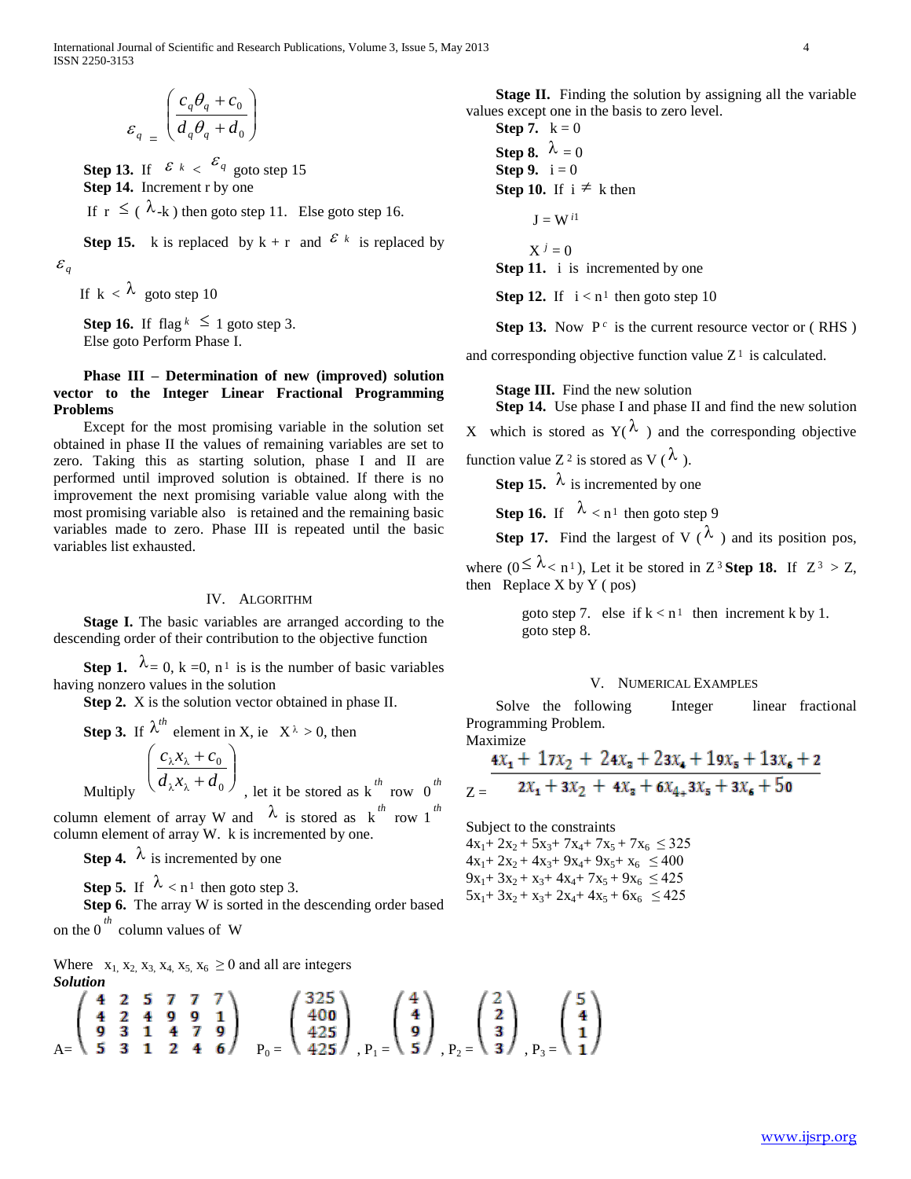$$\varepsilon_q = \left( \frac{c_q \theta_q + c_0}{d_q \theta_q + d_0} \right)$$

**Step 13.** If $\varepsilon_k < \varepsilon_q$ goto step 15

**Step 14.** Increment r by one

If $r \leq (\lambda\text{-}k)$ then goto step 11. Else goto step 16.

**Step 15.** k is replaced by k + r and $\varepsilon_k$ is replaced by $\varepsilon_q$

If $k < \lambda$ goto step 10

**Step 16.** If $\text{flag}^k \leq 1$ goto step 3.
Else goto Perform Phase I.

**Phase III – Determination of new (improved) solution vector to the Integer Linear Fractional Programming Problems**

Except for the most promising variable in the solution set obtained in phase II the values of remaining variables are set to zero. Taking this as starting solution, phase I and II are performed until improved solution is obtained. If there is no improvement the next promising variable value along with the most promising variable also is retained and the remaining basic variables made to zero. Phase III is repeated until the basic variables list exhausted.

## IV. Algorithm

**Stage I.** The basic variables are arranged according to the descending order of their contribution to the objective function

**Step 1.** $\lambda = 0$, k =0, $n^1$ is is the number of basic variables having nonzero values in the solution

**Step 2.** X is the solution vector obtained in phase II.

**Step 3.** If $\lambda^{th}$ element in X, ie $X^{\lambda} > 0$, then

Multiply $\left( \frac{c_\lambda x_\lambda + c_0}{d_\lambda x_\lambda + d_0} \right)$, let it be stored as $k^{th}$ row $0^{th}$ column element of array W and $\lambda$ is stored as $k^{th}$ row $1^{th}$ column element of array W. k is incremented by one.

**Step 4.** $\lambda$ is incremented by one

**Step 5.** If $\lambda < n^1$ then goto step 3.

**Step 6.** The array W is sorted in the descending order based on the $0^{th}$ column values of W

**Stage II.** Finding the solution by assigning all the variable values except one in the basis to zero level.

**Step 7.** k = 0

**Step 8.** $\lambda = 0$

**Step 9.** i = 0

**Step 10.** If $i \neq k$ then

$J = W^{i1}$

$X^j = 0$

**Step 11.** i is incremented by one

**Step 12.** If $i < n^1$ then goto step 10

**Step 13.** Now $P^c$ is the current resource vector or ( RHS ) and corresponding objective function value $Z^1$ is calculated.

**Stage III.** Find the new solution

**Step 14.** Use phase I and phase II and find the new solution X which is stored as $Y(\lambda)$ and the corresponding objective function value $Z^2$ is stored as $V(\lambda)$.

**Step 15.** $\lambda$ is incremented by one

**Step 16.** If $\lambda < n^1$ then goto step 9

**Step 17.** Find the largest of $V(\lambda)$ and its position pos, where $(0 \leq \lambda < n^1)$, Let it be stored in $Z^3$ **Step 18.** If $Z^3 > Z$, then Replace X by Y ( pos)

goto step 7. else if $k < n^1$ then increment k by 1.
goto step 8.

## V. Numerical Examples

Solve the following Integer linear fractional Programming Problem.

Maximize

$$Z = \frac{4x_1 + 17x_2 + 24x_3 + 23x_4 + 19x_5 + 13x_6 + 2}{2x_1 + 3x_2 + 4x_3 + 6x_4 + 3x_5 + 3x_6 + 50}$$

Subject to the constraints

$4x_1 + 2x_2 + 5x_3 + 7x_4 + 7x_5 + 7x_6 \leq 325$
$4x_1 + 2x_2 + 4x_3 + 9x_4 + 9x_5 + x_6 \leq 400$
$9x_1 + 3x_2 + x_3 + 4x_4 + 7x_5 + 9x_6 \leq 425$
$5x_1 + 3x_2 + x_3 + 2x_4 + 4x_5 + 6x_6 \leq 425$

Where $x_1, x_2, x_3, x_4, x_5, x_6 \geq 0$ and all are integers

***Solution***

$$A = \begin{pmatrix} 4 & 2 & 5 & 7 & 7 & 7 \\ 4 & 2 & 4 & 9 & 9 & 1 \\ 9 & 3 & 1 & 4 & 7 & 9 \\ 5 & 3 & 1 & 2 & 4 & 6 \end{pmatrix} \quad P_0 = \begin{pmatrix} 325 \\ 400 \\ 425 \\ 425 \end{pmatrix}, P_1 = \begin{pmatrix} 4 \\ 4 \\ 9 \\ 5 \end{pmatrix}, P_2 = \begin{pmatrix} 2 \\ 2 \\ 3 \\ 3 \end{pmatrix}, P_3 = \begin{pmatrix} 5 \\ 4 \\ 1 \\ 1 \end{pmatrix}$$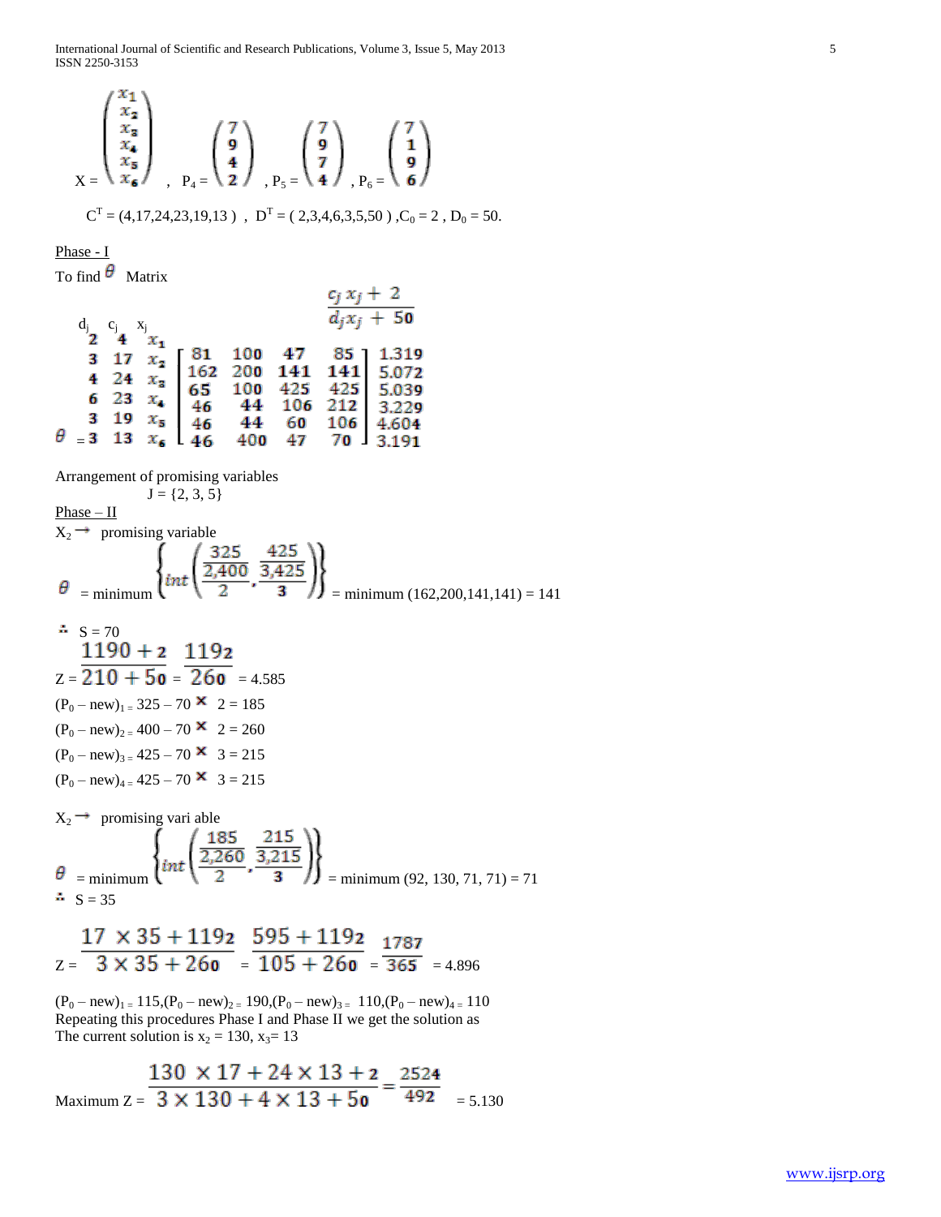$$X = \begin{pmatrix} x_1 \\ x_2 \\ x_3 \\ x_4 \\ x_5 \\ x_6 \end{pmatrix}, \quad P_4 = \begin{pmatrix} 7 \\ 9 \\ 4 \\ 2 \end{pmatrix}, \quad P_5 = \begin{pmatrix} 7 \\ 9 \\ 7 \\ 4 \end{pmatrix}, \quad P_6 = \begin{pmatrix} 7 \\ 1 \\ 9 \\ 6 \end{pmatrix}$$

$C^T = (4,17,24,23,19,13)$ , $D^T = (2,3,4,6,3,5,50)$ , $C_0 = 2$ , $D_0 = 50$.

Phase - I

To find $\theta$ Matrix

| $d_j$ | $c_j$ | $x_j$ | | | | | $\frac{c_j x_j + 2}{d_j x_j + 50}$ |
|---|---|---|---|---|---|---|---|
| 2 | 4 | $x_1$ | | | | | |
| 3 | 17 | $x_2$ | 81 | 100 | 47 | 85 | 1.319 |
| 4 | 24 | $x_3$ | 162 | 200 | 141 | 141 | 5.072 |
| 6 | 23 | $x_4$ | 65 | 100 | 425 | 425 | 5.039 |
| 3 | 19 | $x_5$ | 46 | 44 | 106 | 212 | 3.229 |
| 3 | 13 | $x_6$ | 46 | 44 | 60 | 106 | 4.604 |
| $\theta$ = | | | 46 | 400 | 47 | 70 | 3.191 |

Arrangement of promising variables

$J = \{2, 3, 5\}$

Phase – II

$X_2 \rightarrow$ promising variable

$$\theta = \text{minimum}\left\{int\left(\frac{325}{\frac{2{,}400}{2}}, \frac{425}{\frac{3{,}425}{3}}\right)\right\} = \text{minimum}\ (162,200,141,141) = 141$$

$\therefore$ S = 70

$$Z = \frac{1190 + 2}{210 + 50} = \frac{1192}{260} = 4.585$$

$(P_0 - \text{new})_1 = 325 - 70 \times 2 = 185$

$(P_0 - \text{new})_2 = 400 - 70 \times 2 = 260$

$(P_0 - \text{new})_3 = 425 - 70 \times 3 = 215$

$(P_0 - \text{new})_4 = 425 - 70 \times 3 = 215$

$X_2 \rightarrow$ promising vari able

$$\theta = \text{minimum}\left\{int\left(\frac{185}{\frac{2{,}260}{2}}, \frac{215}{\frac{3{,}215}{3}}\right)\right\} = \text{minimum}\ (92, 130, 71, 71) = 71$$

$\therefore$ S = 35

$$Z = \frac{17 \times 35 + 1192}{3 \times 35 + 260} = \frac{595 + 1192}{105 + 260} = \frac{1787}{365} = 4.896$$

$(P_0 - \text{new})_1 = 115, (P_0 - \text{new})_2 = 190, (P_0 - \text{new})_3 = 110, (P_0 - \text{new})_4 = 110$

Repeating this procedures Phase I and Phase II we get the solution as

The current solution is $x_2 = 130$, $x_3 = 13$

$$\text{Maximum } Z = \frac{130 \times 17 + 24 \times 13 + 2}{3 \times 130 + 4 \times 13 + 50} = \frac{2524}{492} = 5.130$$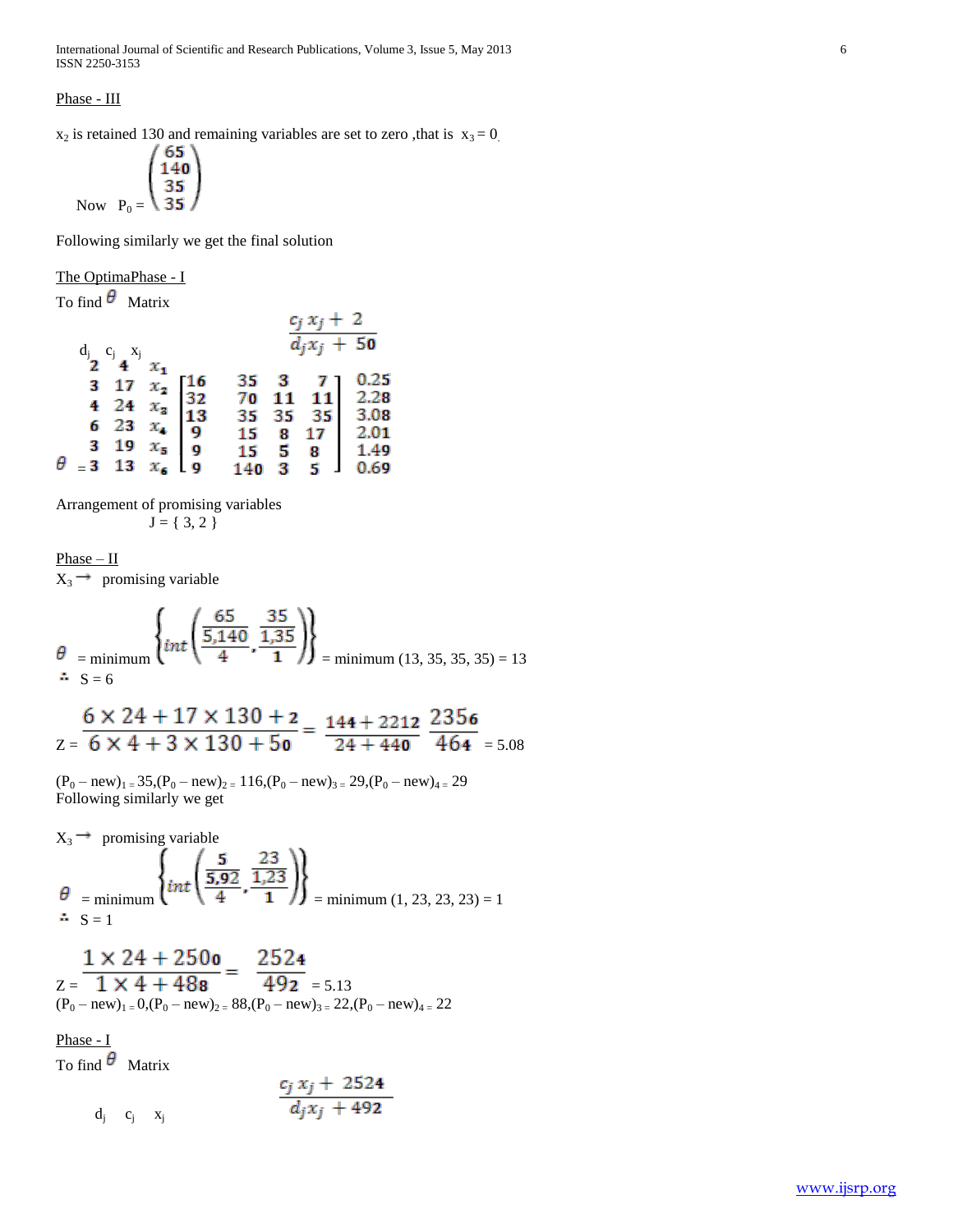Phase - III

$x_2$ is retained 130 and remaining variables are set to zero ,that is $x_3 = 0$.

$$\text{Now } P_0 = \begin{pmatrix} 65 \\ 140 \\ 35 \\ 35 \end{pmatrix}$$

Following similarly we get the final solution

The OptimaPhase - I

To find $\theta$ Matrix

$$\begin{array}{ccc} d_j & c_j & x_j \\ 2 & 4 & x_1 \\ 3 & 17 & x_2 \\ 4 & 24 & x_3 \\ 6 & 23 & x_4 \\ 3 & 19 & x_5 \\ 3 & 13 & x_6 \end{array} \begin{bmatrix} 16 & 35 & 3 & 7 \\ 32 & 70 & 11 & 11 \\ 13 & 35 & 35 & 35 \\ 9 & 15 & 8 & 17 \\ 9 & 15 & 5 & 8 \\ 9 & 140 & 3 & 5 \end{bmatrix} \begin{array}{c} \dfrac{c_j x_j + 2}{d_j x_j + 50} \\ 0.25 \\ 2.28 \\ 3.08 \\ 2.01 \\ 1.49 \\ 0.69 \end{array}$$

$\theta$ =

Arrangement of promising variables

J = { 3, 2 }

Phase – II

$X_3 \rightarrow$ promising variable

$$\theta = \text{minimum} \left\{ int \left( \frac{65}{\frac{5{,}140}{4}}, \frac{35}{\frac{1{,}35}{1}} \right) \right\} = \text{minimum } (13, 35, 35, 35) = 13$$

$\therefore$ S = 6

$$Z = \frac{6 \times 24 + 17 \times 130 + 2}{6 \times 4 + 3 \times 130 + 50} = \frac{144 + 2212}{24 + 440} \frac{2356}{464} = 5.08$$

$(P_0 - new)_1 = 35, (P_0 - new)_2 = 116, (P_0 - new)_3 = 29, (P_0 - new)_4 = 29$

Following similarly we get

$X_3 \rightarrow$ promising variable

$$\theta = \text{minimum} \left\{ int \left( \frac{5}{\frac{5{,}92}{4}}, \frac{23}{\frac{1{,}23}{1}} \right) \right\} = \text{minimum } (1, 23, 23, 23) = 1$$

$\therefore$ S = 1

$$Z = \frac{1 \times 24 + 2500}{1 \times 4 + 488} = \frac{2524}{492} = 5.13$$

$(P_0 - new)_1 = 0, (P_0 - new)_2 = 88, (P_0 - new)_3 = 22, (P_0 - new)_4 = 22$

Phase - I

To find $\theta$ Matrix

$$\begin{array}{ccc} d_j & c_j & x_j \end{array} \qquad \frac{c_j x_j + 2524}{d_j x_j + 492}$$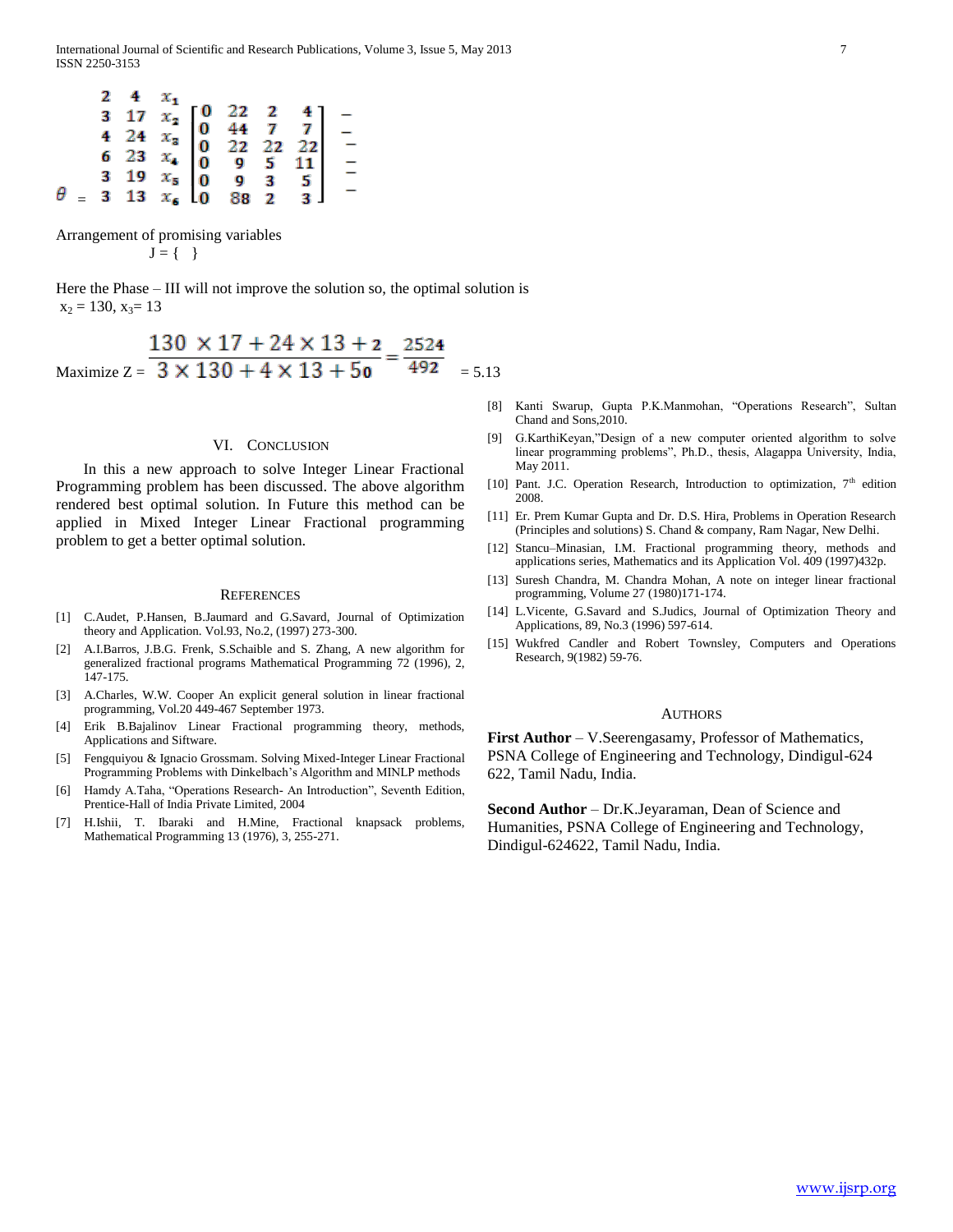$$\theta = \begin{array}{ccc} 2 & 4 & x_1 \\ 3 & 17 & x_2 \\ 4 & 24 & x_3 \\ 6 & 23 & x_4 \\ 3 & 19 & x_5 \\ 3 & 13 & x_6 \end{array} \begin{bmatrix} 0 & 22 & 2 & 4 \\ 0 & 44 & 7 & 7 \\ 0 & 22 & 22 & 22 \\ 0 & 9 & 5 & 11 \\ 0 & 9 & 3 & 5 \\ 0 & 88 & 2 & 3 \end{bmatrix} \begin{array}{c} - \\ - \\ - \\ - \\ - \\ - \end{array}$$

Arrangement of promising variables

$J = \{ \ \}$

Here the Phase – III will not improve the solution so, the optimal solution is
$x_2 = 130$, $x_3 = 13$

$$\text{Maximize } Z = \frac{130 \times 17 + 24 \times 13 + 2}{3 \times 130 + 4 \times 13 + 50} = \frac{2524}{492} = 5.13$$

## VI. Conclusion

In this a new approach to solve Integer Linear Fractional Programming problem has been discussed. The above algorithm rendered best optimal solution. In Future this method can be applied in Mixed Integer Linear Fractional programming problem to get a better optimal solution.

## References

[1] C.Audet, P.Hansen, B.Jaumard and G.Savard, Journal of Optimization theory and Application. Vol.93, No.2, (1997) 273-300.

[2] A.I.Barros, J.B.G. Frenk, S.Schaible and S. Zhang, A new algorithm for generalized fractional programs Mathematical Programming 72 (1996), 2, 147-175.

[3] A.Charles, W.W. Cooper An explicit general solution in linear fractional programming, Vol.20 449-467 September 1973.

[4] Erik B.Bajalinov Linear Fractional programming theory, methods, Applications and Siftware.

[5] Fengquiyou & Ignacio Grossmam. Solving Mixed-Integer Linear Fractional Programming Problems with Dinkelbach's Algorithm and MINLP methods

[6] Hamdy A.Taha, "Operations Research- An Introduction", Seventh Edition, Prentice-Hall of India Private Limited, 2004

[7] H.Ishii, T. Ibaraki and H.Mine, Fractional knapsack problems, Mathematical Programming 13 (1976), 3, 255-271.

[8] Kanti Swarup, Gupta P.K.Manmohan, "Operations Research", Sultan Chand and Sons,2010.

[9] G.KarthiKeyan,"Design of a new computer oriented algorithm to solve linear programming problems", Ph.D., thesis, Alagappa University, India, May 2011.

[10] Pant. J.C. Operation Research, Introduction to optimization, 7th edition 2008.

[11] Er. Prem Kumar Gupta and Dr. D.S. Hira, Problems in Operation Research (Principles and solutions) S. Chand & company, Ram Nagar, New Delhi.

[12] Stancu–Minasian, I.M. Fractional programming theory, methods and applications series, Mathematics and its Application Vol. 409 (1997)432p.

[13] Suresh Chandra, M. Chandra Mohan, A note on integer linear fractional programming, Volume 27 (1980)171-174.

[14] L.Vicente, G.Savard and S.Judics, Journal of Optimization Theory and Applications, 89, No.3 (1996) 597-614.

[15] Wukfred Candler and Robert Townsley, Computers and Operations Research, 9(1982) 59-76.

## Authors

**First Author** – V.Seerengasamy, Professor of Mathematics, PSNA College of Engineering and Technology, Dindigul-624 622, Tamil Nadu, India.

**Second Author** – Dr.K.Jeyaraman, Dean of Science and Humanities, PSNA College of Engineering and Technology, Dindigul-624622, Tamil Nadu, India.